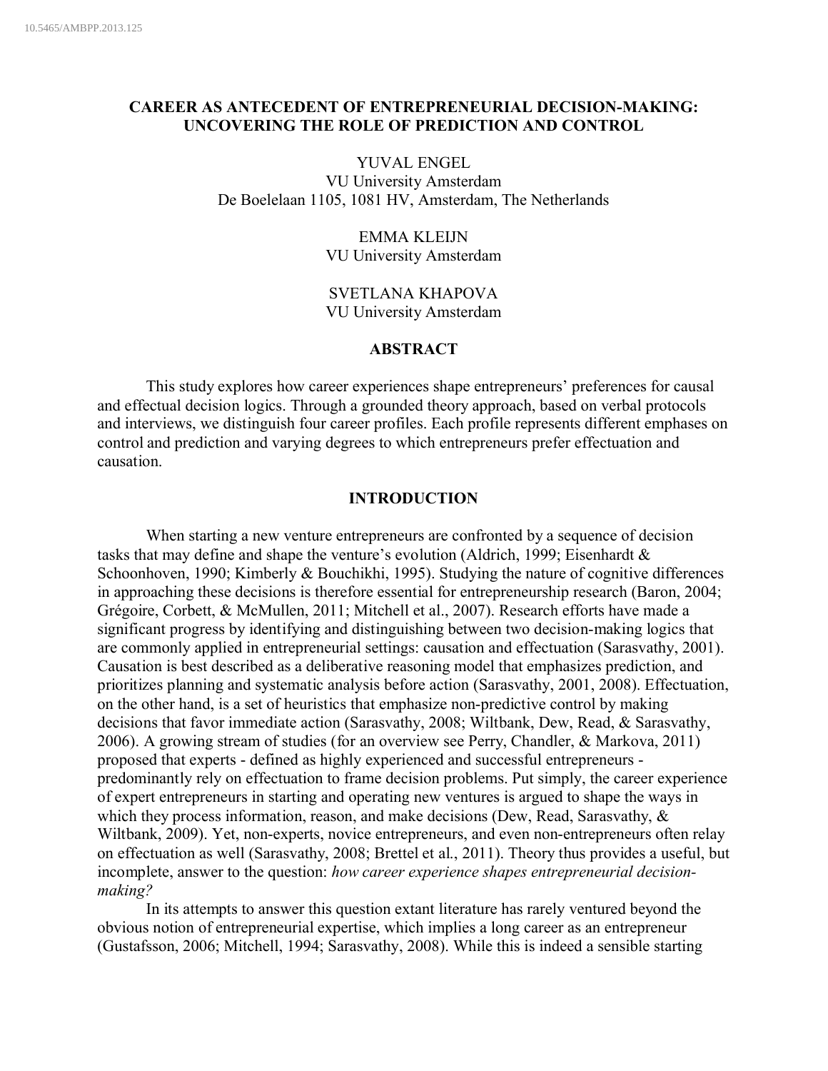10.5465/AMBPP.2013.125

# CAREER AS ANTECEDENT OF ENTREPRENEURIAL DECISION-MAKING: UNCOVERING THE ROLE OF PREDICTION AND CONTROL

YUVAL ENGEL
VU University Amsterdam
De Boelelaan 1105, 1081 HV, Amsterdam, The Netherlands

EMMA KLEIJN
VU University Amsterdam

SVETLANA KHAPOVA
VU University Amsterdam

## ABSTRACT

This study explores how career experiences shape entrepreneurs' preferences for causal and effectual decision logics. Through a grounded theory approach, based on verbal protocols and interviews, we distinguish four career profiles. Each profile represents different emphases on control and prediction and varying degrees to which entrepreneurs prefer effectuation and causation.

## INTRODUCTION

When starting a new venture entrepreneurs are confronted by a sequence of decision tasks that may define and shape the venture's evolution (Aldrich, 1999; Eisenhardt & Schoonhoven, 1990; Kimberly & Bouchikhi, 1995). Studying the nature of cognitive differences in approaching these decisions is therefore essential for entrepreneurship research (Baron, 2004; Grégoire, Corbett, & McMullen, 2011; Mitchell et al., 2007). Research efforts have made a significant progress by identifying and distinguishing between two decision-making logics that are commonly applied in entrepreneurial settings: causation and effectuation (Sarasvathy, 2001). Causation is best described as a deliberative reasoning model that emphasizes prediction, and prioritizes planning and systematic analysis before action (Sarasvathy, 2001, 2008). Effectuation, on the other hand, is a set of heuristics that emphasize non-predictive control by making decisions that favor immediate action (Sarasvathy, 2008; Wiltbank, Dew, Read, & Sarasvathy, 2006). A growing stream of studies (for an overview see Perry, Chandler, & Markova, 2011) proposed that experts - defined as highly experienced and successful entrepreneurs - predominantly rely on effectuation to frame decision problems. Put simply, the career experience of expert entrepreneurs in starting and operating new ventures is argued to shape the ways in which they process information, reason, and make decisions (Dew, Read, Sarasvathy, & Wiltbank, 2009). Yet, non-experts, novice entrepreneurs, and even non-entrepreneurs often relay on effectuation as well (Sarasvathy, 2008; Brettel et al., 2011). Theory thus provides a useful, but incomplete, answer to the question: *how career experience shapes entrepreneurial decision-making?*

In its attempts to answer this question extant literature has rarely ventured beyond the obvious notion of entrepreneurial expertise, which implies a long career as an entrepreneur (Gustafsson, 2006; Mitchell, 1994; Sarasvathy, 2008). While this is indeed a sensible starting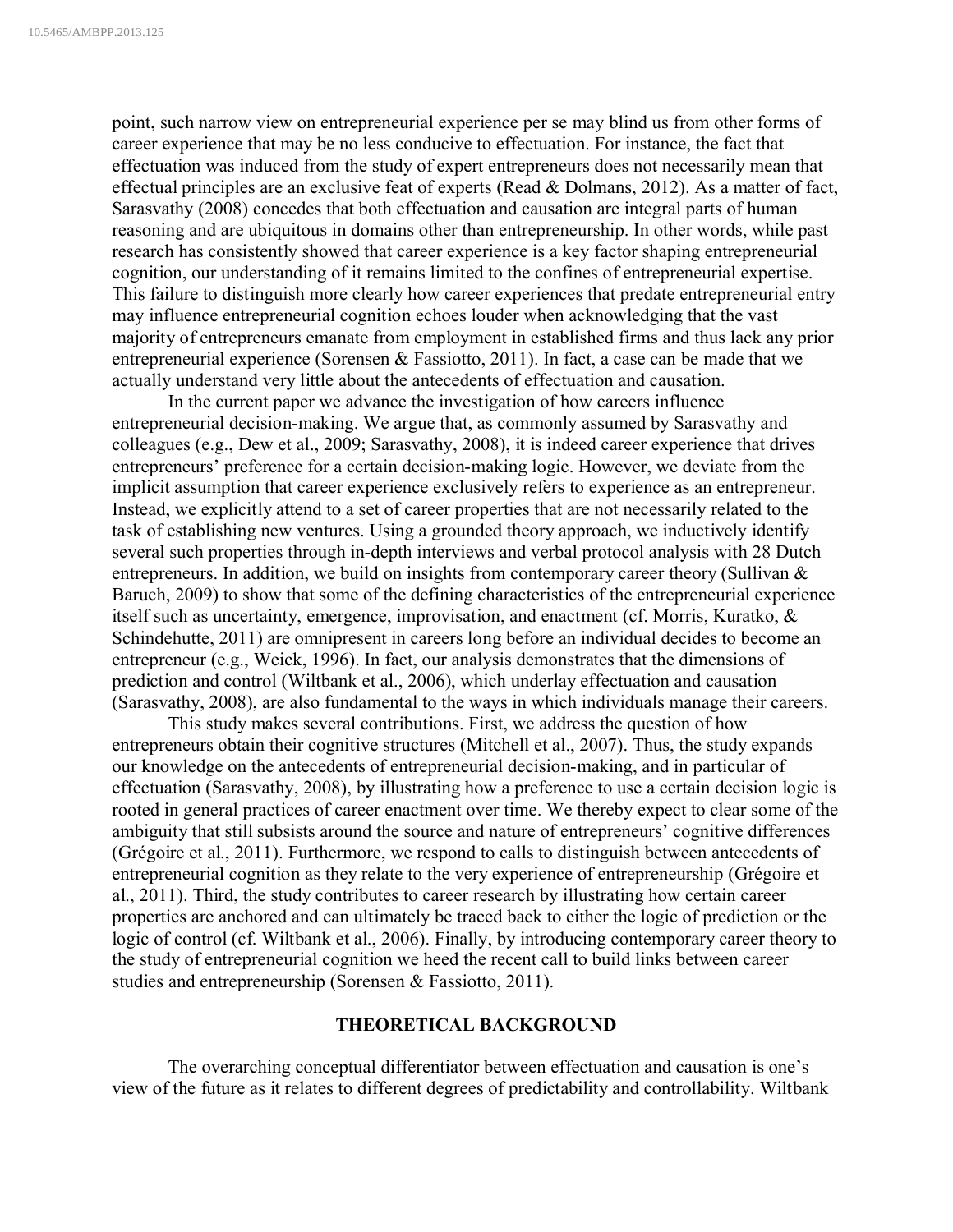point, such narrow view on entrepreneurial experience per se may blind us from other forms of career experience that may be no less conducive to effectuation. For instance, the fact that effectuation was induced from the study of expert entrepreneurs does not necessarily mean that effectual principles are an exclusive feat of experts (Read & Dolmans, 2012). As a matter of fact, Sarasvathy (2008) concedes that both effectuation and causation are integral parts of human reasoning and are ubiquitous in domains other than entrepreneurship. In other words, while past research has consistently showed that career experience is a key factor shaping entrepreneurial cognition, our understanding of it remains limited to the confines of entrepreneurial expertise. This failure to distinguish more clearly how career experiences that predate entrepreneurial entry may influence entrepreneurial cognition echoes louder when acknowledging that the vast majority of entrepreneurs emanate from employment in established firms and thus lack any prior entrepreneurial experience (Sorensen & Fassiotto, 2011). In fact, a case can be made that we actually understand very little about the antecedents of effectuation and causation.

In the current paper we advance the investigation of how careers influence entrepreneurial decision-making. We argue that, as commonly assumed by Sarasvathy and colleagues (e.g., Dew et al., 2009; Sarasvathy, 2008), it is indeed career experience that drives entrepreneurs' preference for a certain decision-making logic. However, we deviate from the implicit assumption that career experience exclusively refers to experience as an entrepreneur. Instead, we explicitly attend to a set of career properties that are not necessarily related to the task of establishing new ventures. Using a grounded theory approach, we inductively identify several such properties through in-depth interviews and verbal protocol analysis with 28 Dutch entrepreneurs. In addition, we build on insights from contemporary career theory (Sullivan & Baruch, 2009) to show that some of the defining characteristics of the entrepreneurial experience itself such as uncertainty, emergence, improvisation, and enactment (cf. Morris, Kuratko, & Schindehutte, 2011) are omnipresent in careers long before an individual decides to become an entrepreneur (e.g., Weick, 1996). In fact, our analysis demonstrates that the dimensions of prediction and control (Wiltbank et al., 2006), which underlay effectuation and causation (Sarasvathy, 2008), are also fundamental to the ways in which individuals manage their careers.

This study makes several contributions. First, we address the question of how entrepreneurs obtain their cognitive structures (Mitchell et al., 2007). Thus, the study expands our knowledge on the antecedents of entrepreneurial decision-making, and in particular of effectuation (Sarasvathy, 2008), by illustrating how a preference to use a certain decision logic is rooted in general practices of career enactment over time. We thereby expect to clear some of the ambiguity that still subsists around the source and nature of entrepreneurs' cognitive differences (Grégoire et al., 2011). Furthermore, we respond to calls to distinguish between antecedents of entrepreneurial cognition as they relate to the very experience of entrepreneurship (Grégoire et al., 2011). Third, the study contributes to career research by illustrating how certain career properties are anchored and can ultimately be traced back to either the logic of prediction or the logic of control (cf. Wiltbank et al., 2006). Finally, by introducing contemporary career theory to the study of entrepreneurial cognition we heed the recent call to build links between career studies and entrepreneurship (Sorensen & Fassiotto, 2011).

## THEORETICAL BACKGROUND

The overarching conceptual differentiator between effectuation and causation is one's view of the future as it relates to different degrees of predictability and controllability. Wiltbank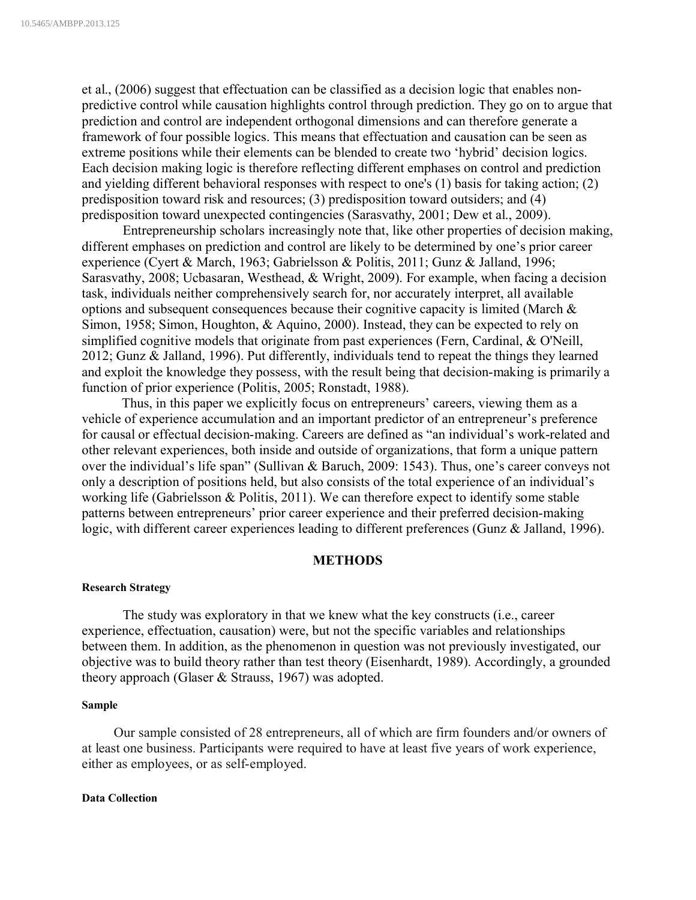et al., (2006) suggest that effectuation can be classified as a decision logic that enables non-predictive control while causation highlights control through prediction. They go on to argue that prediction and control are independent orthogonal dimensions and can therefore generate a framework of four possible logics. This means that effectuation and causation can be seen as extreme positions while their elements can be blended to create two 'hybrid' decision logics. Each decision making logic is therefore reflecting different emphases on control and prediction and yielding different behavioral responses with respect to one's (1) basis for taking action; (2) predisposition toward risk and resources; (3) predisposition toward outsiders; and (4) predisposition toward unexpected contingencies (Sarasvathy, 2001; Dew et al., 2009).

Entrepreneurship scholars increasingly note that, like other properties of decision making, different emphases on prediction and control are likely to be determined by one's prior career experience (Cyert & March, 1963; Gabrielsson & Politis, 2011; Gunz & Jalland, 1996; Sarasvathy, 2008; Ucbasaran, Westhead, & Wright, 2009). For example, when facing a decision task, individuals neither comprehensively search for, nor accurately interpret, all available options and subsequent consequences because their cognitive capacity is limited (March & Simon, 1958; Simon, Houghton, & Aquino, 2000). Instead, they can be expected to rely on simplified cognitive models that originate from past experiences (Fern, Cardinal, & O'Neill, 2012; Gunz & Jalland, 1996). Put differently, individuals tend to repeat the things they learned and exploit the knowledge they possess, with the result being that decision-making is primarily a function of prior experience (Politis, 2005; Ronstadt, 1988).

Thus, in this paper we explicitly focus on entrepreneurs' careers, viewing them as a vehicle of experience accumulation and an important predictor of an entrepreneur's preference for causal or effectual decision-making. Careers are defined as "an individual's work-related and other relevant experiences, both inside and outside of organizations, that form a unique pattern over the individual's life span" (Sullivan & Baruch, 2009: 1543). Thus, one's career conveys not only a description of positions held, but also consists of the total experience of an individual's working life (Gabrielsson & Politis, 2011). We can therefore expect to identify some stable patterns between entrepreneurs' prior career experience and their preferred decision-making logic, with different career experiences leading to different preferences (Gunz & Jalland, 1996).

## METHODS

#### Research Strategy

The study was exploratory in that we knew what the key constructs (i.e., career experience, effectuation, causation) were, but not the specific variables and relationships between them. In addition, as the phenomenon in question was not previously investigated, our objective was to build theory rather than test theory (Eisenhardt, 1989). Accordingly, a grounded theory approach (Glaser & Strauss, 1967) was adopted.

#### Sample

Our sample consisted of 28 entrepreneurs, all of which are firm founders and/or owners of at least one business. Participants were required to have at least five years of work experience, either as employees, or as self-employed.

#### Data Collection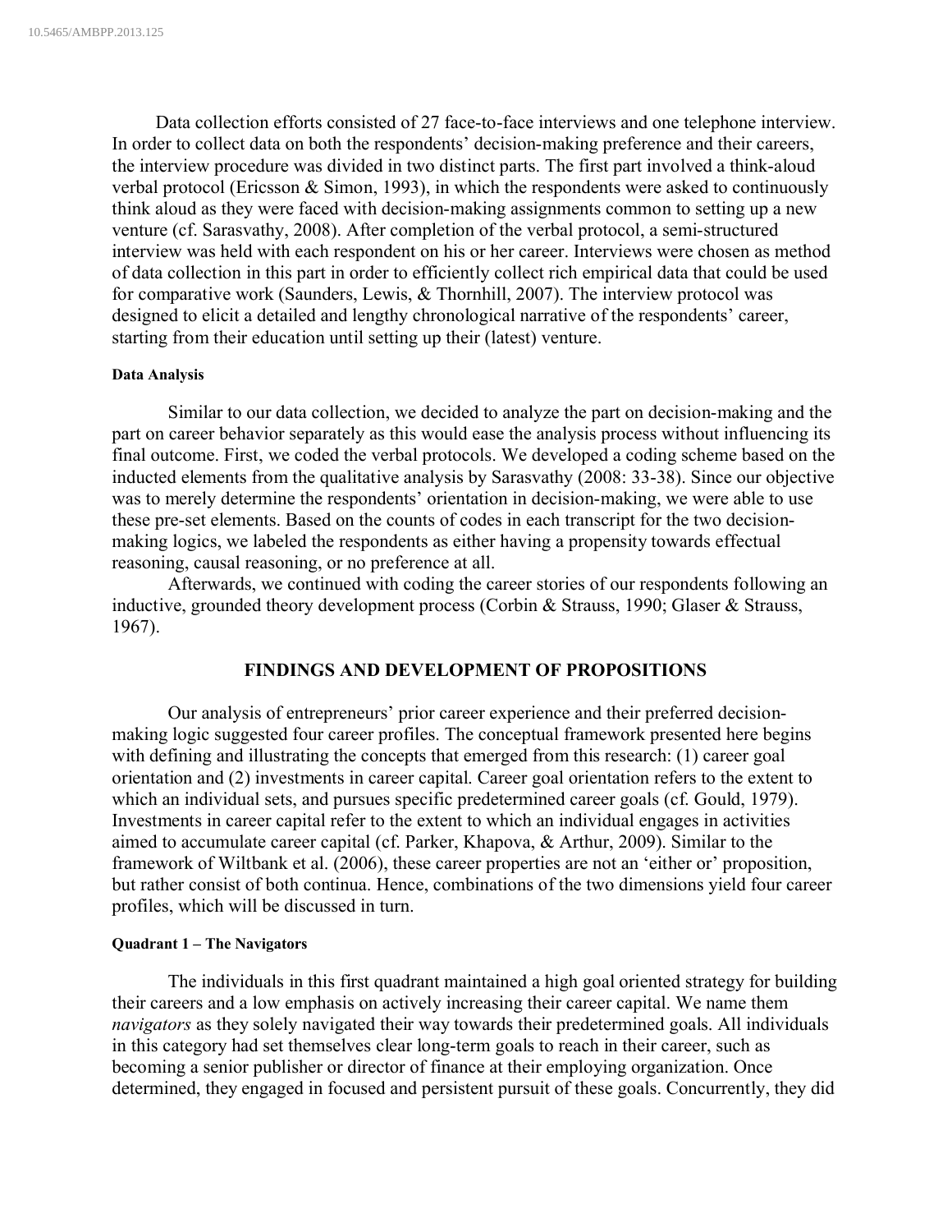Data collection efforts consisted of 27 face-to-face interviews and one telephone interview. In order to collect data on both the respondents' decision-making preference and their careers, the interview procedure was divided in two distinct parts. The first part involved a think-aloud verbal protocol (Ericsson & Simon, 1993), in which the respondents were asked to continuously think aloud as they were faced with decision-making assignments common to setting up a new venture (cf. Sarasvathy, 2008). After completion of the verbal protocol, a semi-structured interview was held with each respondent on his or her career. Interviews were chosen as method of data collection in this part in order to efficiently collect rich empirical data that could be used for comparative work (Saunders, Lewis, & Thornhill, 2007). The interview protocol was designed to elicit a detailed and lengthy chronological narrative of the respondents' career, starting from their education until setting up their (latest) venture.

#### Data Analysis

Similar to our data collection, we decided to analyze the part on decision-making and the part on career behavior separately as this would ease the analysis process without influencing its final outcome. First, we coded the verbal protocols. We developed a coding scheme based on the inducted elements from the qualitative analysis by Sarasvathy (2008: 33-38). Since our objective was to merely determine the respondents' orientation in decision-making, we were able to use these pre-set elements. Based on the counts of codes in each transcript for the two decision-making logics, we labeled the respondents as either having a propensity towards effectual reasoning, causal reasoning, or no preference at all.

Afterwards, we continued with coding the career stories of our respondents following an inductive, grounded theory development process (Corbin & Strauss, 1990; Glaser & Strauss, 1967).

## FINDINGS AND DEVELOPMENT OF PROPOSITIONS

Our analysis of entrepreneurs' prior career experience and their preferred decision-making logic suggested four career profiles. The conceptual framework presented here begins with defining and illustrating the concepts that emerged from this research: (1) career goal orientation and (2) investments in career capital. Career goal orientation refers to the extent to which an individual sets, and pursues specific predetermined career goals (cf. Gould, 1979). Investments in career capital refer to the extent to which an individual engages in activities aimed to accumulate career capital (cf. Parker, Khapova, & Arthur, 2009). Similar to the framework of Wiltbank et al. (2006), these career properties are not an 'either or' proposition, but rather consist of both continua. Hence, combinations of the two dimensions yield four career profiles, which will be discussed in turn.

#### Quadrant 1 – The Navigators

The individuals in this first quadrant maintained a high goal oriented strategy for building their careers and a low emphasis on actively increasing their career capital. We name them *navigators* as they solely navigated their way towards their predetermined goals. All individuals in this category had set themselves clear long-term goals to reach in their career, such as becoming a senior publisher or director of finance at their employing organization. Once determined, they engaged in focused and persistent pursuit of these goals. Concurrently, they did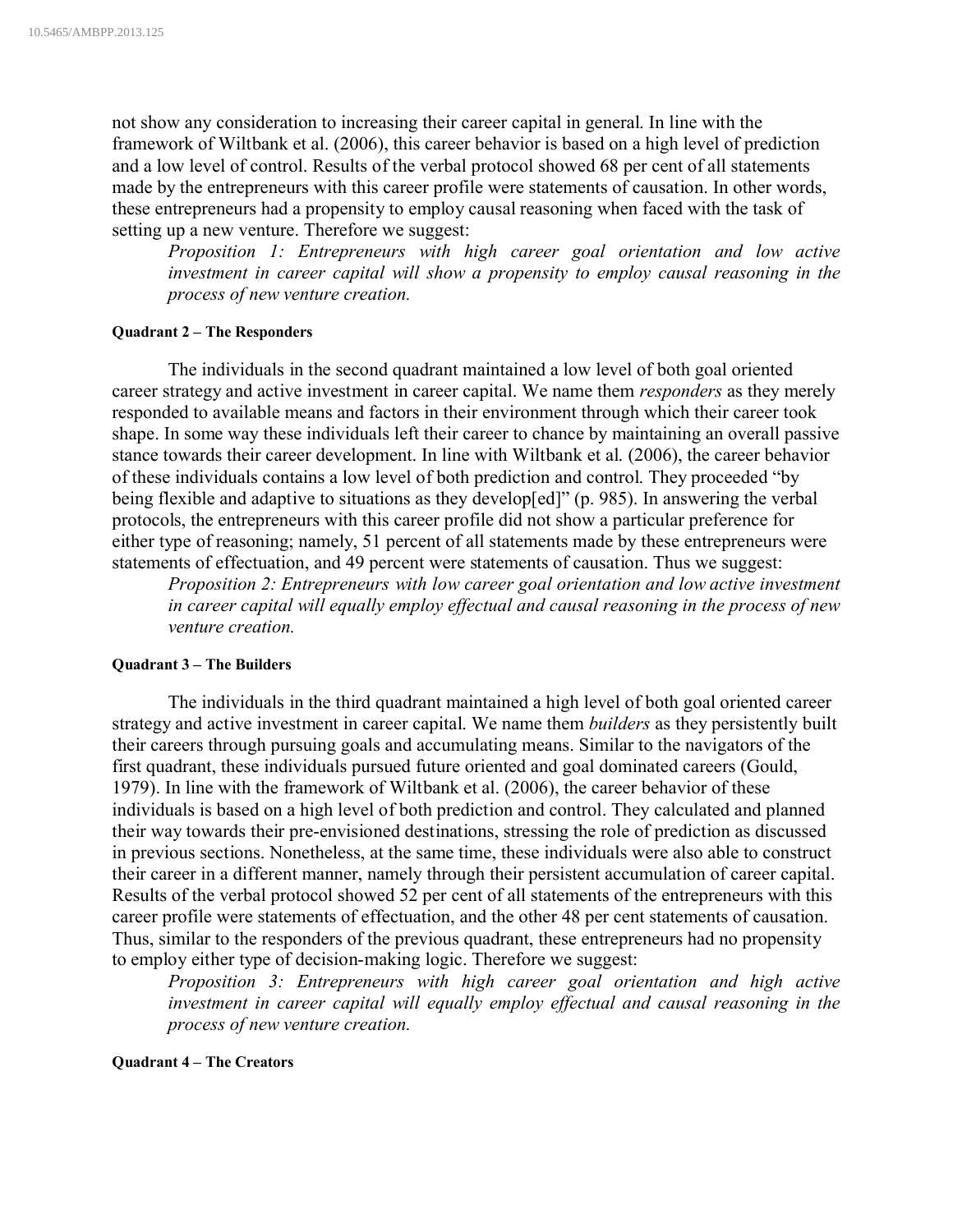not show any consideration to increasing their career capital in general. In line with the framework of Wiltbank et al. (2006), this career behavior is based on a high level of prediction and a low level of control. Results of the verbal protocol showed 68 per cent of all statements made by the entrepreneurs with this career profile were statements of causation. In other words, these entrepreneurs had a propensity to employ causal reasoning when faced with the task of setting up a new venture. Therefore we suggest:

> *Proposition 1: Entrepreneurs with high career goal orientation and low active investment in career capital will show a propensity to employ causal reasoning in the process of new venture creation.*

#### Quadrant 2 – The Responders

The individuals in the second quadrant maintained a low level of both goal oriented career strategy and active investment in career capital. We name them *responders* as they merely responded to available means and factors in their environment through which their career took shape. In some way these individuals left their career to chance by maintaining an overall passive stance towards their career development. In line with Wiltbank et al. (2006), the career behavior of these individuals contains a low level of both prediction and control. They proceeded "by being flexible and adaptive to situations as they develop[ed]" (p. 985). In answering the verbal protocols, the entrepreneurs with this career profile did not show a particular preference for either type of reasoning; namely, 51 percent of all statements made by these entrepreneurs were statements of effectuation, and 49 percent were statements of causation. Thus we suggest:

> *Proposition 2: Entrepreneurs with low career goal orientation and low active investment in career capital will equally employ effectual and causal reasoning in the process of new venture creation.*

#### Quadrant 3 – The Builders

The individuals in the third quadrant maintained a high level of both goal oriented career strategy and active investment in career capital. We name them *builders* as they persistently built their careers through pursuing goals and accumulating means. Similar to the navigators of the first quadrant, these individuals pursued future oriented and goal dominated careers (Gould, 1979). In line with the framework of Wiltbank et al. (2006), the career behavior of these individuals is based on a high level of both prediction and control. They calculated and planned their way towards their pre-envisioned destinations, stressing the role of prediction as discussed in previous sections. Nonetheless, at the same time, these individuals were also able to construct their career in a different manner, namely through their persistent accumulation of career capital. Results of the verbal protocol showed 52 per cent of all statements of the entrepreneurs with this career profile were statements of effectuation, and the other 48 per cent statements of causation. Thus, similar to the responders of the previous quadrant, these entrepreneurs had no propensity to employ either type of decision-making logic. Therefore we suggest:

> *Proposition 3: Entrepreneurs with high career goal orientation and high active investment in career capital will equally employ effectual and causal reasoning in the process of new venture creation.*

#### Quadrant 4 – The Creators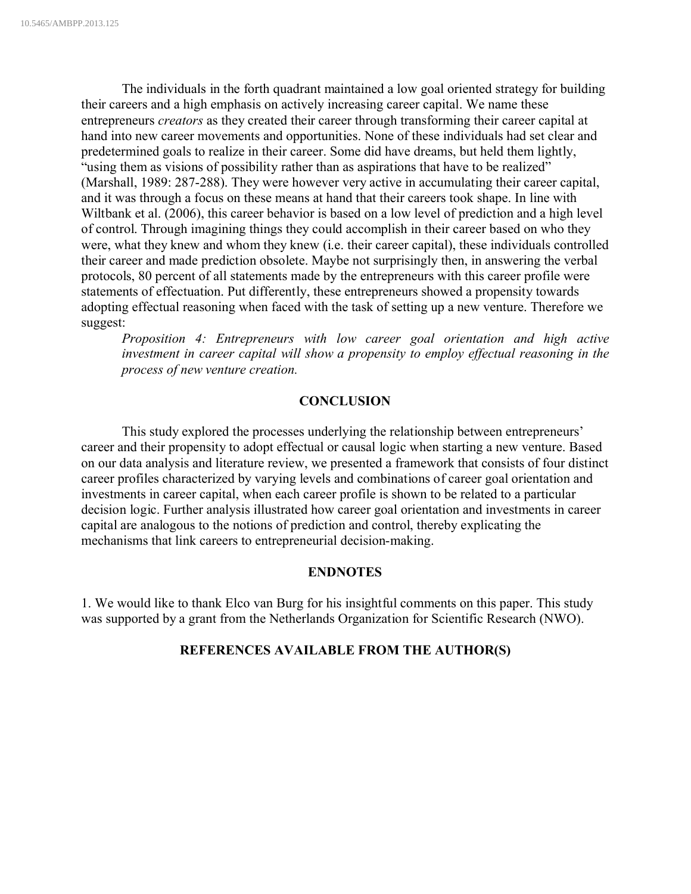The individuals in the forth quadrant maintained a low goal oriented strategy for building their careers and a high emphasis on actively increasing career capital. We name these entrepreneurs *creators* as they created their career through transforming their career capital at hand into new career movements and opportunities. None of these individuals had set clear and predetermined goals to realize in their career. Some did have dreams, but held them lightly, "using them as visions of possibility rather than as aspirations that have to be realized" (Marshall, 1989: 287-288). They were however very active in accumulating their career capital, and it was through a focus on these means at hand that their careers took shape. In line with Wiltbank et al. (2006), this career behavior is based on a low level of prediction and a high level of control. Through imagining things they could accomplish in their career based on who they were, what they knew and whom they knew (i.e. their career capital), these individuals controlled their career and made prediction obsolete. Maybe not surprisingly then, in answering the verbal protocols, 80 percent of all statements made by the entrepreneurs with this career profile were statements of effectuation. Put differently, these entrepreneurs showed a propensity towards adopting effectual reasoning when faced with the task of setting up a new venture. Therefore we suggest:

> *Proposition 4: Entrepreneurs with low career goal orientation and high active investment in career capital will show a propensity to employ effectual reasoning in the process of new venture creation.*

## CONCLUSION

This study explored the processes underlying the relationship between entrepreneurs' career and their propensity to adopt effectual or causal logic when starting a new venture. Based on our data analysis and literature review, we presented a framework that consists of four distinct career profiles characterized by varying levels and combinations of career goal orientation and investments in career capital, when each career profile is shown to be related to a particular decision logic. Further analysis illustrated how career goal orientation and investments in career capital are analogous to the notions of prediction and control, thereby explicating the mechanisms that link careers to entrepreneurial decision-making.

## ENDNOTES

1. We would like to thank Elco van Burg for his insightful comments on this paper. This study was supported by a grant from the Netherlands Organization for Scientific Research (NWO).

## REFERENCES AVAILABLE FROM THE AUTHOR(S)